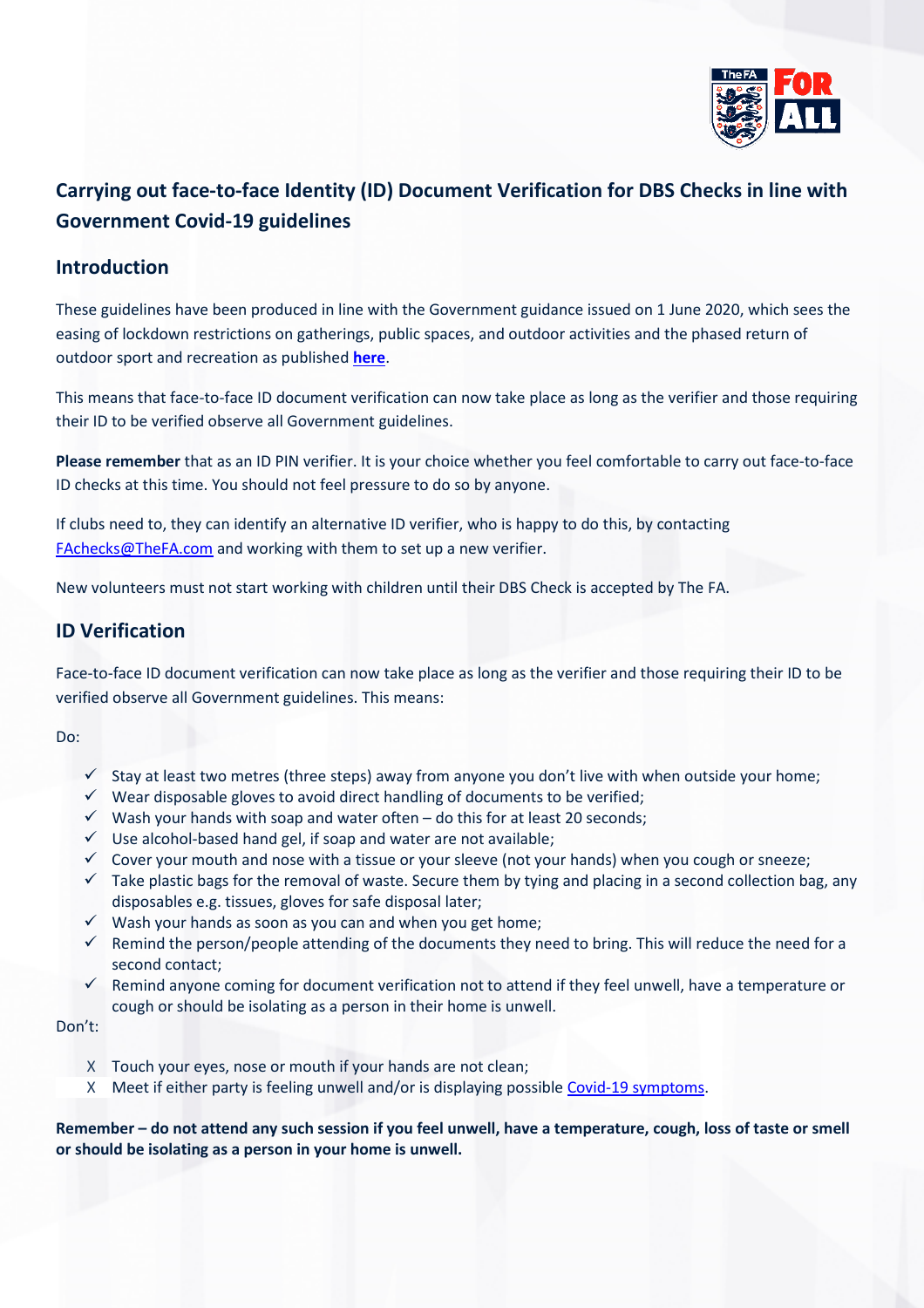# Carrying out face-to-face Identity (ID) Document Verification for DBS Checks in line with Government Covid-19 guidelines

## Introduction

These guidelines have been produced in line with the Government guidance issued on 1 June 2020, which sees the easing of lockdown restrictions on gatherings, public spaces, and outdoor activities and the phased return of outdoor sport and recreation as published **here**.

This means that face-to-face ID document verification can now take place as long as the verifier and those requiring their ID to be verified observe all Government guidelines.

**Please remember** that as an ID PIN verifier. It is your choice whether you feel comfortable to carry out face-to-face ID checks at this time. You should not feel pressure to do so by anyone.

If clubs need to, they can identify an alternative ID verifier, who is happy to do this, by contacting FAchecks@TheFA.com and working with them to set up a new verifier.

New volunteers must not start working with children until their DBS Check is accepted by The FA.

## ID Verification

Face-to-face ID document verification can now take place as long as the verifier and those requiring their ID to be verified observe all Government guidelines. This means:

Do:

- ✓ Stay at least two metres (three steps) away from anyone you don't live with when outside your home;
- ✓ Wear disposable gloves to avoid direct handling of documents to be verified;
- ✓ Wash your hands with soap and water often – do this for at least 20 seconds;
- ✓ Use alcohol-based hand gel, if soap and water are not available;
- ✓ Cover your mouth and nose with a tissue or your sleeve (not your hands) when you cough or sneeze;
- ✓ Take plastic bags for the removal of waste. Secure them by tying and placing in a second collection bag, any disposables e.g. tissues, gloves for safe disposal later;
- ✓ Wash your hands as soon as you can and when you get home;
- ✓ Remind the person/people attending of the documents they need to bring. This will reduce the need for a second contact;
- ✓ Remind anyone coming for document verification not to attend if they feel unwell, have a temperature or cough or should be isolating as a person in their home is unwell.

Don't:

- X Touch your eyes, nose or mouth if your hands are not clean;
- X Meet if either party is feeling unwell and/or is displaying possible Covid-19 symptoms.

**Remember – do not attend any such session if you feel unwell, have a temperature, cough, loss of taste or smell or should be isolating as a person in your home is unwell.**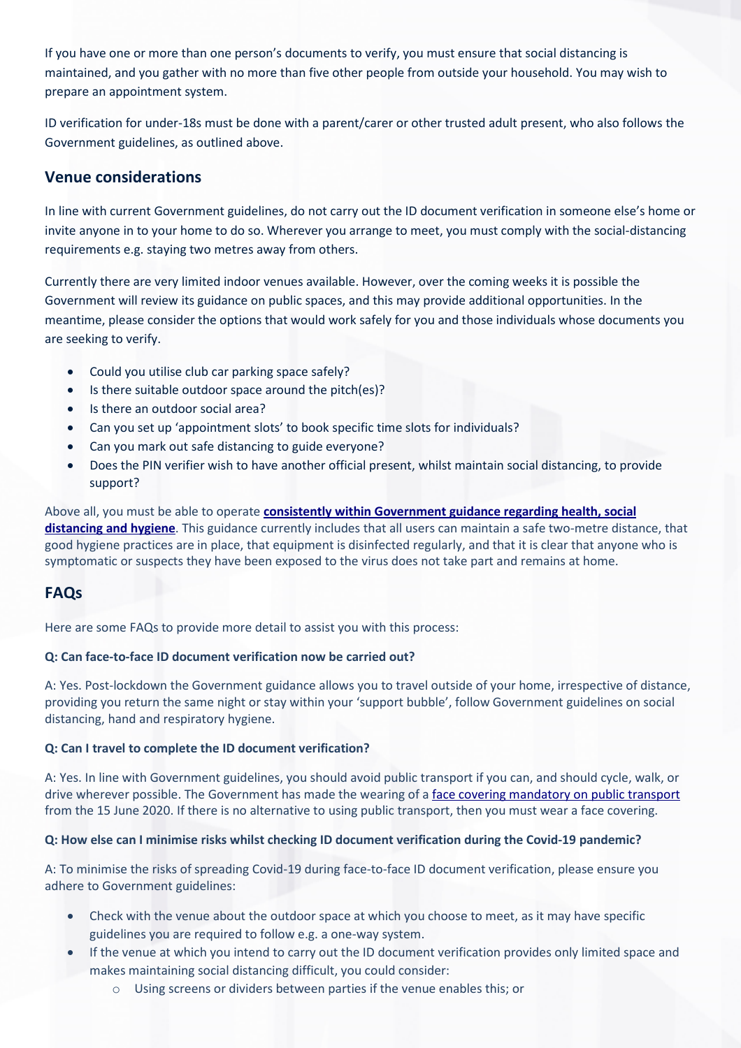If you have one or more than one person's documents to verify, you must ensure that social distancing is maintained, and you gather with no more than five other people from outside your household. You may wish to prepare an appointment system.

ID verification for under-18s must be done with a parent/carer or other trusted adult present, who also follows the Government guidelines, as outlined above.

## Venue considerations

In line with current Government guidelines, do not carry out the ID document verification in someone else's home or invite anyone in to your home to do so. Wherever you arrange to meet, you must comply with the social-distancing requirements e.g. staying two metres away from others.

Currently there are very limited indoor venues available. However, over the coming weeks it is possible the Government will review its guidance on public spaces, and this may provide additional opportunities. In the meantime, please consider the options that would work safely for you and those individuals whose documents you are seeking to verify.

- Could you utilise club car parking space safely?
- Is there suitable outdoor space around the pitch(es)?
- Is there an outdoor social area?
- Can you set up 'appointment slots' to book specific time slots for individuals?
- Can you mark out safe distancing to guide everyone?
- Does the PIN verifier wish to have another official present, whilst maintain social distancing, to provide support?

Above all, you must be able to operate **consistently within Government guidance regarding health, social distancing and hygiene**. This guidance currently includes that all users can maintain a safe two-metre distance, that good hygiene practices are in place, that equipment is disinfected regularly, and that it is clear that anyone who is symptomatic or suspects they have been exposed to the virus does not take part and remains at home.

## FAQs

Here are some FAQs to provide more detail to assist you with this process:

**Q: Can face-to-face ID document verification now be carried out?**

A: Yes. Post-lockdown the Government guidance allows you to travel outside of your home, irrespective of distance, providing you return the same night or stay within your 'support bubble', follow Government guidelines on social distancing, hand and respiratory hygiene.

**Q: Can I travel to complete the ID document verification?**

A: Yes. In line with Government guidelines, you should avoid public transport if you can, and should cycle, walk, or drive wherever possible. The Government has made the wearing of a face covering mandatory on public transport from the 15 June 2020. If there is no alternative to using public transport, then you must wear a face covering.

**Q: How else can I minimise risks whilst checking ID document verification during the Covid-19 pandemic?**

A: To minimise the risks of spreading Covid-19 during face-to-face ID document verification, please ensure you adhere to Government guidelines:

- Check with the venue about the outdoor space at which you choose to meet, as it may have specific guidelines you are required to follow e.g. a one-way system.
- If the venue at which you intend to carry out the ID document verification provides only limited space and makes maintaining social distancing difficult, you could consider:
  - Using screens or dividers between parties if the venue enables this; or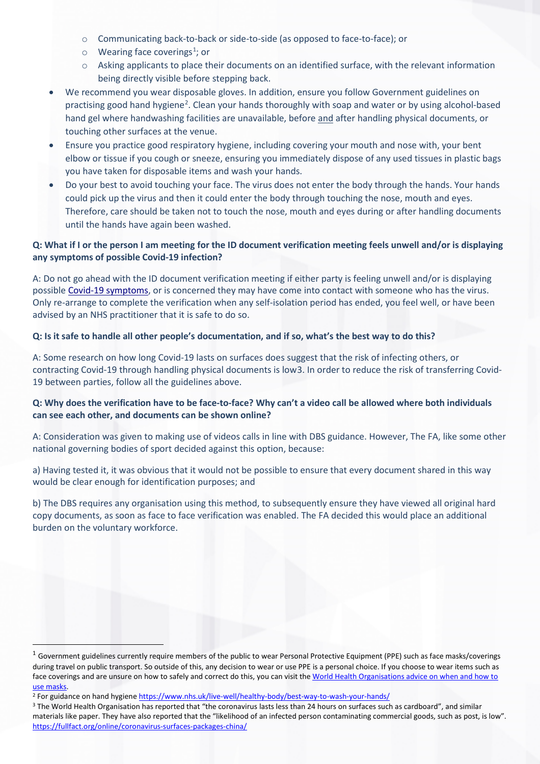- Communicating back-to-back or side-to-side (as opposed to face-to-face); or
    - Wearing face coverings[1]; or
    - Asking applicants to place their documents on an identified surface, with the relevant information being directly visible before stepping back.
- We recommend you wear disposable gloves. In addition, ensure you follow Government guidelines on practising good hand hygiene[2]. Clean your hands thoroughly with soap and water or by using alcohol-based hand gel where handwashing facilities are unavailable, before and after handling physical documents, or touching other surfaces at the venue.
- Ensure you practice good respiratory hygiene, including covering your mouth and nose with, your bent elbow or tissue if you cough or sneeze, ensuring you immediately dispose of any used tissues in plastic bags you have taken for disposable items and wash your hands.
- Do your best to avoid touching your face. The virus does not enter the body through the hands. Your hands could pick up the virus and then it could enter the body through touching the nose, mouth and eyes. Therefore, care should be taken not to touch the nose, mouth and eyes during or after handling documents until the hands have again been washed.

**Q: What if I or the person I am meeting for the ID document verification meeting feels unwell and/or is displaying any symptoms of possible Covid-19 infection?**

A: Do not go ahead with the ID document verification meeting if either party is feeling unwell and/or is displaying possible Covid-19 symptoms, or is concerned they may have come into contact with someone who has the virus. Only re-arrange to complete the verification when any self-isolation period has ended, you feel well, or have been advised by an NHS practitioner that it is safe to do so.

**Q: Is it safe to handle all other people's documentation, and if so, what's the best way to do this?**

A: Some research on how long Covid-19 lasts on surfaces does suggest that the risk of infecting others, or contracting Covid-19 through handling physical documents is low3. In order to reduce the risk of transferring Covid-19 between parties, follow all the guidelines above.

**Q: Why does the verification have to be face-to-face? Why can't a video call be allowed where both individuals can see each other, and documents can be shown online?**

A: Consideration was given to making use of videos calls in line with DBS guidance. However, The FA, like some other national governing bodies of sport decided against this option, because:

a) Having tested it, it was obvious that it would not be possible to ensure that every document shared in this way would be clear enough for identification purposes; and

b) The DBS requires any organisation using this method, to subsequently ensure they have viewed all original hard copy documents, as soon as face to face verification was enabled. The FA decided this would place an additional burden on the voluntary workforce.

---

[1] Government guidelines currently require members of the public to wear Personal Protective Equipment (PPE) such as face masks/coverings during travel on public transport. So outside of this, any decision to wear or use PPE is a personal choice. If you choose to wear items such as face coverings and are unsure on how to safely and correct do this, you can visit the World Health Organisations advice on when and how to use masks.

[2] For guidance on hand hygiene https://www.nhs.uk/live-well/healthy-body/best-way-to-wash-your-hands/

[3] The World Health Organisation has reported that "the coronavirus lasts less than 24 hours on surfaces such as cardboard", and similar materials like paper. They have also reported that the "likelihood of an infected person contaminating commercial goods, such as post, is low". https://fullfact.org/online/coronavirus-surfaces-packages-china/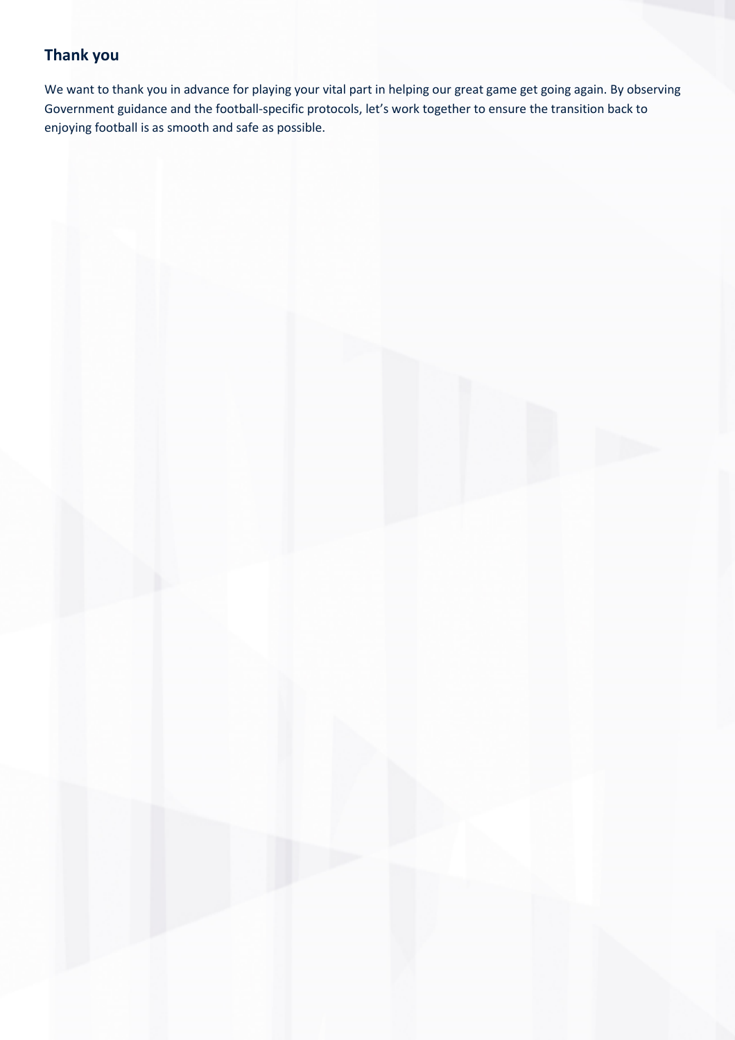## Thank you

We want to thank you in advance for playing your vital part in helping our great game get going again. By observing Government guidance and the football-specific protocols, let's work together to ensure the transition back to enjoying football is as smooth and safe as possible.